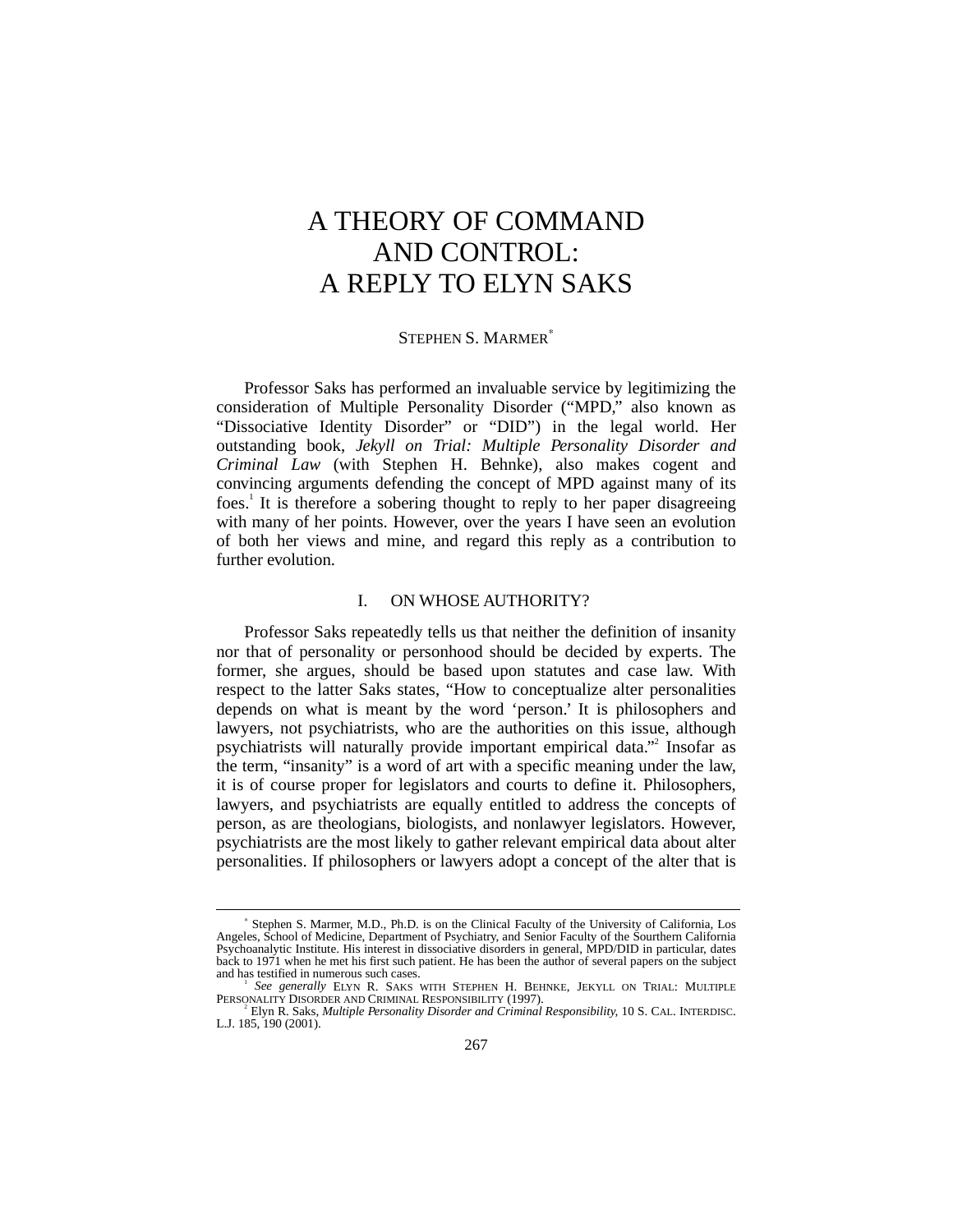# A THEORY OF COMMAND AND CONTROL: A REPLY TO ELYN SAKS

STEPHEN S. MARMER[*]

Professor Saks has performed an invaluable service by legitimizing the consideration of Multiple Personality Disorder ("MPD," also known as "Dissociative Identity Disorder" or "DID") in the legal world. Her outstanding book, *Jekyll on Trial: Multiple Personality Disorder and Criminal Law* (with Stephen H. Behnke), also makes cogent and convincing arguments defending the concept of MPD against many of its foes.[1] It is therefore a sobering thought to reply to her paper disagreeing with many of her points. However, over the years I have seen an evolution of both her views and mine, and regard this reply as a contribution to further evolution.

## I. ON WHOSE AUTHORITY?

Professor Saks repeatedly tells us that neither the definition of insanity nor that of personality or personhood should be decided by experts. The former, she argues, should be based upon statutes and case law. With respect to the latter Saks states, "How to conceptualize alter personalities depends on what is meant by the word 'person.' It is philosophers and lawyers, not psychiatrists, who are the authorities on this issue, although psychiatrists will naturally provide important empirical data."[2] Insofar as the term, "insanity" is a word of art with a specific meaning under the law, it is of course proper for legislators and courts to define it. Philosophers, lawyers, and psychiatrists are equally entitled to address the concepts of person, as are theologians, biologists, and nonlawyer legislators. However, psychiatrists are the most likely to gather relevant empirical data about alter personalities. If philosophers or lawyers adopt a concept of the alter that is

---

[*] Stephen S. Marmer, M.D., Ph.D. is on the Clinical Faculty of the University of California, Los Angeles, School of Medicine, Department of Psychiatry, and Senior Faculty of the Sourthern California Psychoanalytic Institute. His interest in dissociative disorders in general, MPD/DID in particular, dates back to 1971 when he met his first such patient. He has been the author of several papers on the subject and has testified in numerous such cases.

[1] *See generally* ELYN R. SAKS WITH STEPHEN H. BEHNKE, JEKYLL ON TRIAL: MULTIPLE PERSONALITY DISORDER AND CRIMINAL RESPONSIBILITY (1997).

[2] Elyn R. Saks, *Multiple Personality Disorder and Criminal Responsibility,* 10 S. CAL. INTERDISC. L.J. 185, 190 (2001).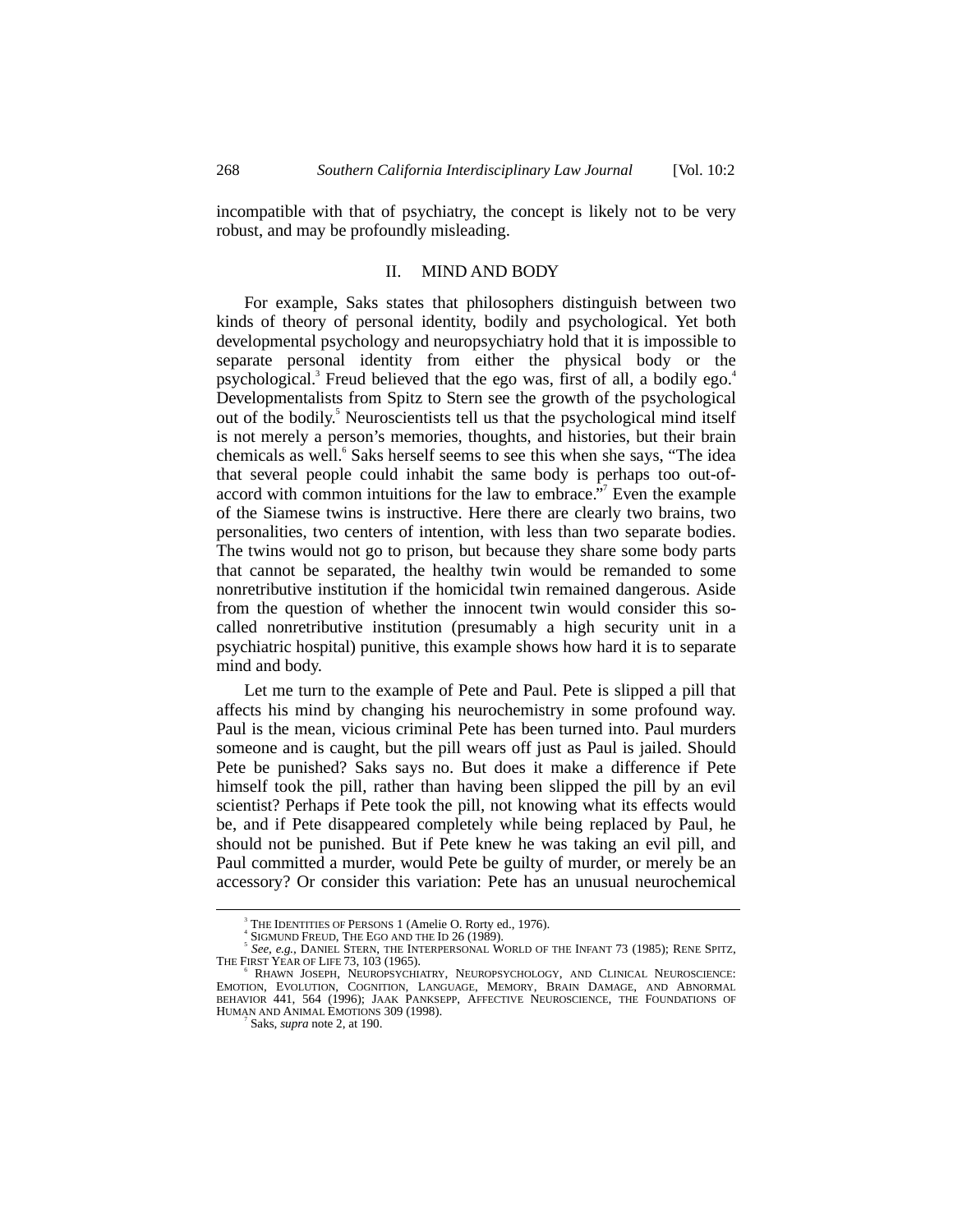incompatible with that of psychiatry, the concept is likely not to be very robust, and may be profoundly misleading.

## II. MIND AND BODY

For example, Saks states that philosophers distinguish between two kinds of theory of personal identity, bodily and psychological. Yet both developmental psychology and neuropsychiatry hold that it is impossible to separate personal identity from either the physical body or the psychological.[3] Freud believed that the ego was, first of all, a bodily ego.[4] Developmentalists from Spitz to Stern see the growth of the psychological out of the bodily.[5] Neuroscientists tell us that the psychological mind itself is not merely a person's memories, thoughts, and histories, but their brain chemicals as well.[6] Saks herself seems to see this when she says, "The idea that several people could inhabit the same body is perhaps too out-of-accord with common intuitions for the law to embrace."[7] Even the example of the Siamese twins is instructive. Here there are clearly two brains, two personalities, two centers of intention, with less than two separate bodies. The twins would not go to prison, but because they share some body parts that cannot be separated, the healthy twin would be remanded to some nonretributive institution if the homicidal twin remained dangerous. Aside from the question of whether the innocent twin would consider this so-called nonretributive institution (presumably a high security unit in a psychiatric hospital) punitive, this example shows how hard it is to separate mind and body.

Let me turn to the example of Pete and Paul. Pete is slipped a pill that affects his mind by changing his neurochemistry in some profound way. Paul is the mean, vicious criminal Pete has been turned into. Paul murders someone and is caught, but the pill wears off just as Paul is jailed. Should Pete be punished? Saks says no. But does it make a difference if Pete himself took the pill, rather than having been slipped the pill by an evil scientist? Perhaps if Pete took the pill, not knowing what its effects would be, and if Pete disappeared completely while being replaced by Paul, he should not be punished. But if Pete knew he was taking an evil pill, and Paul committed a murder, would Pete be guilty of murder, or merely be an accessory? Or consider this variation: Pete has an unusual neurochemical

---

[3] THE IDENTITIES OF PERSONS 1 (Amelie O. Rorty ed., 1976).

[4] SIGMUND FREUD, THE EGO AND THE ID 26 (1989).

[5] *See, e.g.*, DANIEL STERN, THE INTERPERSONAL WORLD OF THE INFANT 73 (1985); RENE SPITZ, THE FIRST YEAR OF LIFE 73, 103 (1965).

[6] RHAWN JOSEPH, NEUROPSYCHIATRY, NEUROPSYCHOLOGY, AND CLINICAL NEUROSCIENCE: EMOTION, EVOLUTION, COGNITION, LANGUAGE, MEMORY, BRAIN DAMAGE, AND ABNORMAL BEHAVIOR 441, 564 (1996); JAAK PANKSEPP, AFFECTIVE NEUROSCIENCE, THE FOUNDATIONS OF HUMAN AND ANIMAL EMOTIONS 309 (1998).

[7] Saks, *supra* note 2, at 190.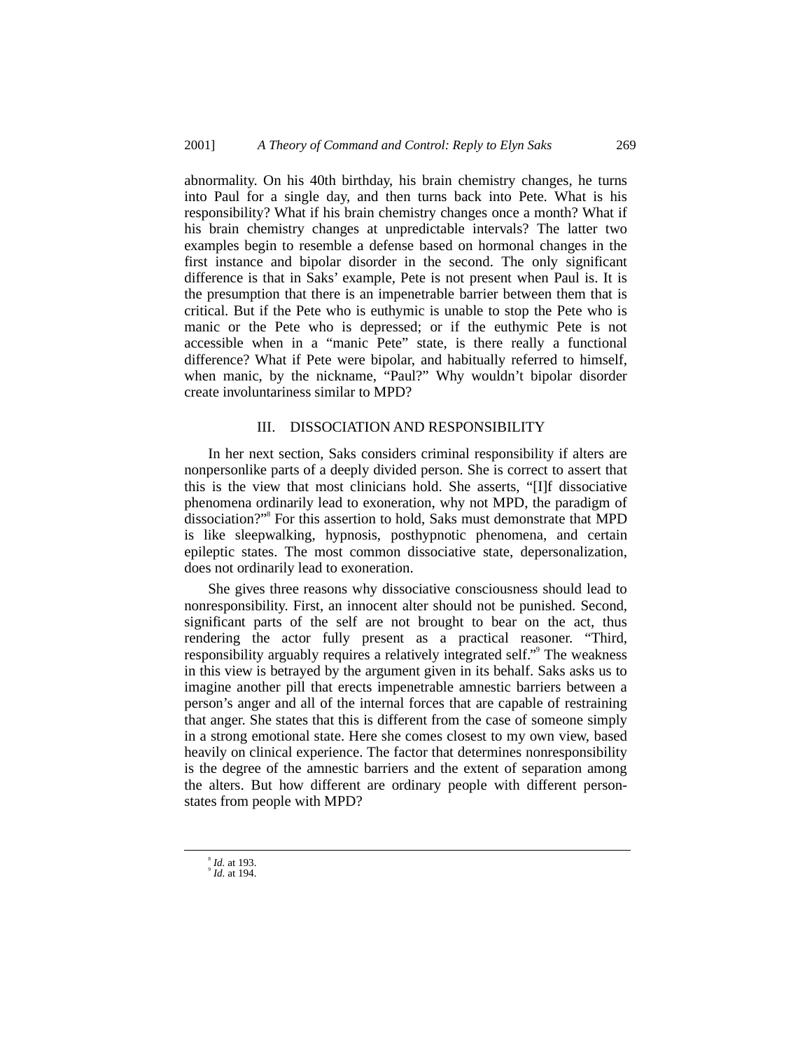abnormality. On his 40th birthday, his brain chemistry changes, he turns into Paul for a single day, and then turns back into Pete. What is his responsibility? What if his brain chemistry changes once a month? What if his brain chemistry changes at unpredictable intervals? The latter two examples begin to resemble a defense based on hormonal changes in the first instance and bipolar disorder in the second. The only significant difference is that in Saks' example, Pete is not present when Paul is. It is the presumption that there is an impenetrable barrier between them that is critical. But if the Pete who is euthymic is unable to stop the Pete who is manic or the Pete who is depressed; or if the euthymic Pete is not accessible when in a "manic Pete" state, is there really a functional difference? What if Pete were bipolar, and habitually referred to himself, when manic, by the nickname, "Paul?" Why wouldn't bipolar disorder create involuntariness similar to MPD?

## III. DISSOCIATION AND RESPONSIBILITY

In her next section, Saks considers criminal responsibility if alters are nonpersonlike parts of a deeply divided person. She is correct to assert that this is the view that most clinicians hold. She asserts, "[I]f dissociative phenomena ordinarily lead to exoneration, why not MPD, the paradigm of dissociation?"[8] For this assertion to hold, Saks must demonstrate that MPD is like sleepwalking, hypnosis, posthypnotic phenomena, and certain epileptic states. The most common dissociative state, depersonalization, does not ordinarily lead to exoneration.

She gives three reasons why dissociative consciousness should lead to nonresponsibility. First, an innocent alter should not be punished. Second, significant parts of the self are not brought to bear on the act, thus rendering the actor fully present as a practical reasoner. "Third, responsibility arguably requires a relatively integrated self."[9] The weakness in this view is betrayed by the argument given in its behalf. Saks asks us to imagine another pill that erects impenetrable amnestic barriers between a person's anger and all of the internal forces that are capable of restraining that anger. She states that this is different from the case of someone simply in a strong emotional state. Here she comes closest to my own view, based heavily on clinical experience. The factor that determines nonresponsibility is the degree of the amnestic barriers and the extent of separation among the alters. But how different are ordinary people with different person-states from people with MPD?

---

[8] *Id.* at 193.
[9] *Id.* at 194.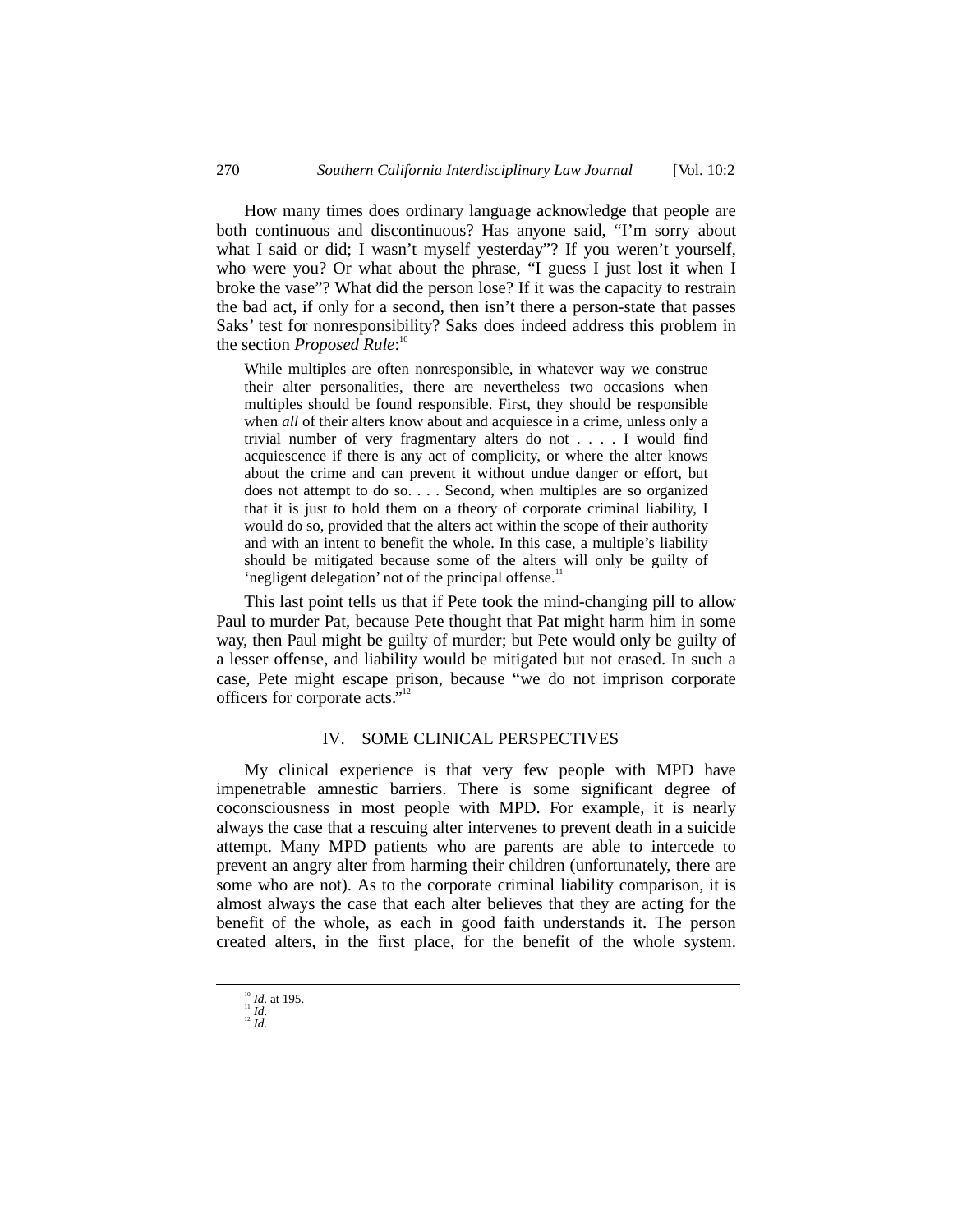How many times does ordinary language acknowledge that people are both continuous and discontinuous? Has anyone said, "I'm sorry about what I said or did; I wasn't myself yesterday"? If you weren't yourself, who were you? Or what about the phrase, "I guess I just lost it when I broke the vase"? What did the person lose? If it was the capacity to restrain the bad act, if only for a second, then isn't there a person-state that passes Saks' test for nonresponsibility? Saks does indeed address this problem in the section *Proposed Rule*:[10]

> While multiples are often nonresponsible, in whatever way we construe their alter personalities, there are nevertheless two occasions when multiples should be found responsible. First, they should be responsible when *all* of their alters know about and acquiesce in a crime, unless only a trivial number of very fragmentary alters do not . . . . I would find acquiescence if there is any act of complicity, or where the alter knows about the crime and can prevent it without undue danger or effort, but does not attempt to do so. . . . Second, when multiples are so organized that it is just to hold them on a theory of corporate criminal liability, I would do so, provided that the alters act within the scope of their authority and with an intent to benefit the whole. In this case, a multiple's liability should be mitigated because some of the alters will only be guilty of 'negligent delegation' not of the principal offense.[11]

This last point tells us that if Pete took the mind-changing pill to allow Paul to murder Pat, because Pete thought that Pat might harm him in some way, then Paul might be guilty of murder; but Pete would only be guilty of a lesser offense, and liability would be mitigated but not erased. In such a case, Pete might escape prison, because "we do not imprison corporate officers for corporate acts."[12]

## IV. SOME CLINICAL PERSPECTIVES

My clinical experience is that very few people with MPD have impenetrable amnestic barriers. There is some significant degree of coconsciousness in most people with MPD. For example, it is nearly always the case that a rescuing alter intervenes to prevent death in a suicide attempt. Many MPD patients who are parents are able to intercede to prevent an angry alter from harming their children (unfortunately, there are some who are not). As to the corporate criminal liability comparison, it is almost always the case that each alter believes that they are acting for the benefit of the whole, as each in good faith understands it. The person created alters, in the first place, for the benefit of the whole system.

---

[10] *Id.* at 195.
[11] *Id.*
[12] *Id.*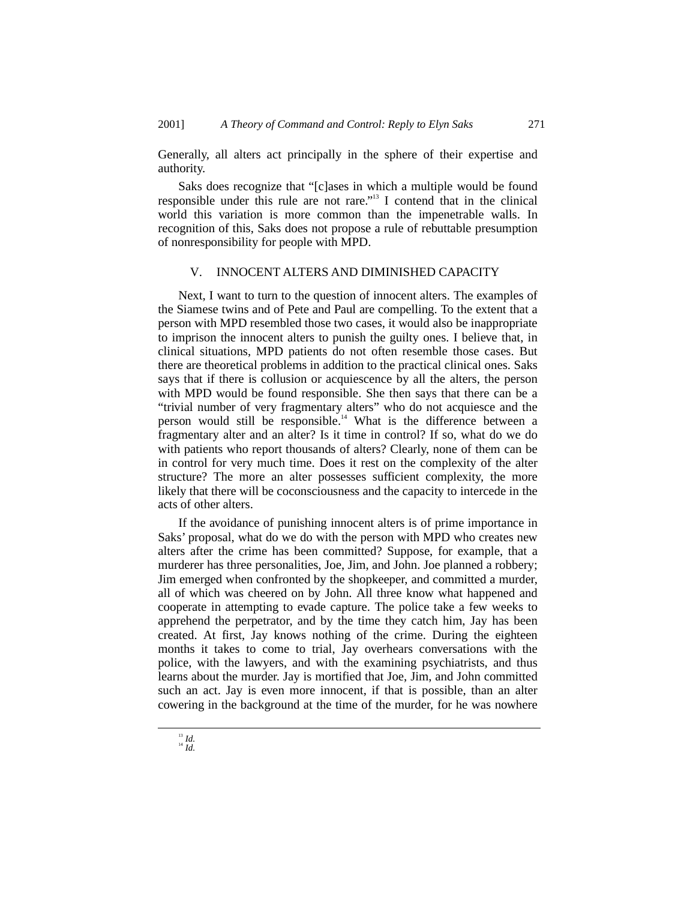Generally, all alters act principally in the sphere of their expertise and authority.

Saks does recognize that "[c]ases in which a multiple would be found responsible under this rule are not rare."[13] I contend that in the clinical world this variation is more common than the impenetrable walls. In recognition of this, Saks does not propose a rule of rebuttable presumption of nonresponsibility for people with MPD.

## V. INNOCENT ALTERS AND DIMINISHED CAPACITY

Next, I want to turn to the question of innocent alters. The examples of the Siamese twins and of Pete and Paul are compelling. To the extent that a person with MPD resembled those two cases, it would also be inappropriate to imprison the innocent alters to punish the guilty ones. I believe that, in clinical situations, MPD patients do not often resemble those cases. But there are theoretical problems in addition to the practical clinical ones. Saks says that if there is collusion or acquiescence by all the alters, the person with MPD would be found responsible. She then says that there can be a "trivial number of very fragmentary alters" who do not acquiesce and the person would still be responsible.[14] What is the difference between a fragmentary alter and an alter? Is it time in control? If so, what do we do with patients who report thousands of alters? Clearly, none of them can be in control for very much time. Does it rest on the complexity of the alter structure? The more an alter possesses sufficient complexity, the more likely that there will be coconsciousness and the capacity to intercede in the acts of other alters.

If the avoidance of punishing innocent alters is of prime importance in Saks' proposal, what do we do with the person with MPD who creates new alters after the crime has been committed? Suppose, for example, that a murderer has three personalities, Joe, Jim, and John. Joe planned a robbery; Jim emerged when confronted by the shopkeeper, and committed a murder, all of which was cheered on by John. All three know what happened and cooperate in attempting to evade capture. The police take a few weeks to apprehend the perpetrator, and by the time they catch him, Jay has been created. At first, Jay knows nothing of the crime. During the eighteen months it takes to come to trial, Jay overhears conversations with the police, with the lawyers, and with the examining psychiatrists, and thus learns about the murder. Jay is mortified that Joe, Jim, and John committed such an act. Jay is even more innocent, if that is possible, than an alter cowering in the background at the time of the murder, for he was nowhere

---

[13] *Id.*

[14] *Id.*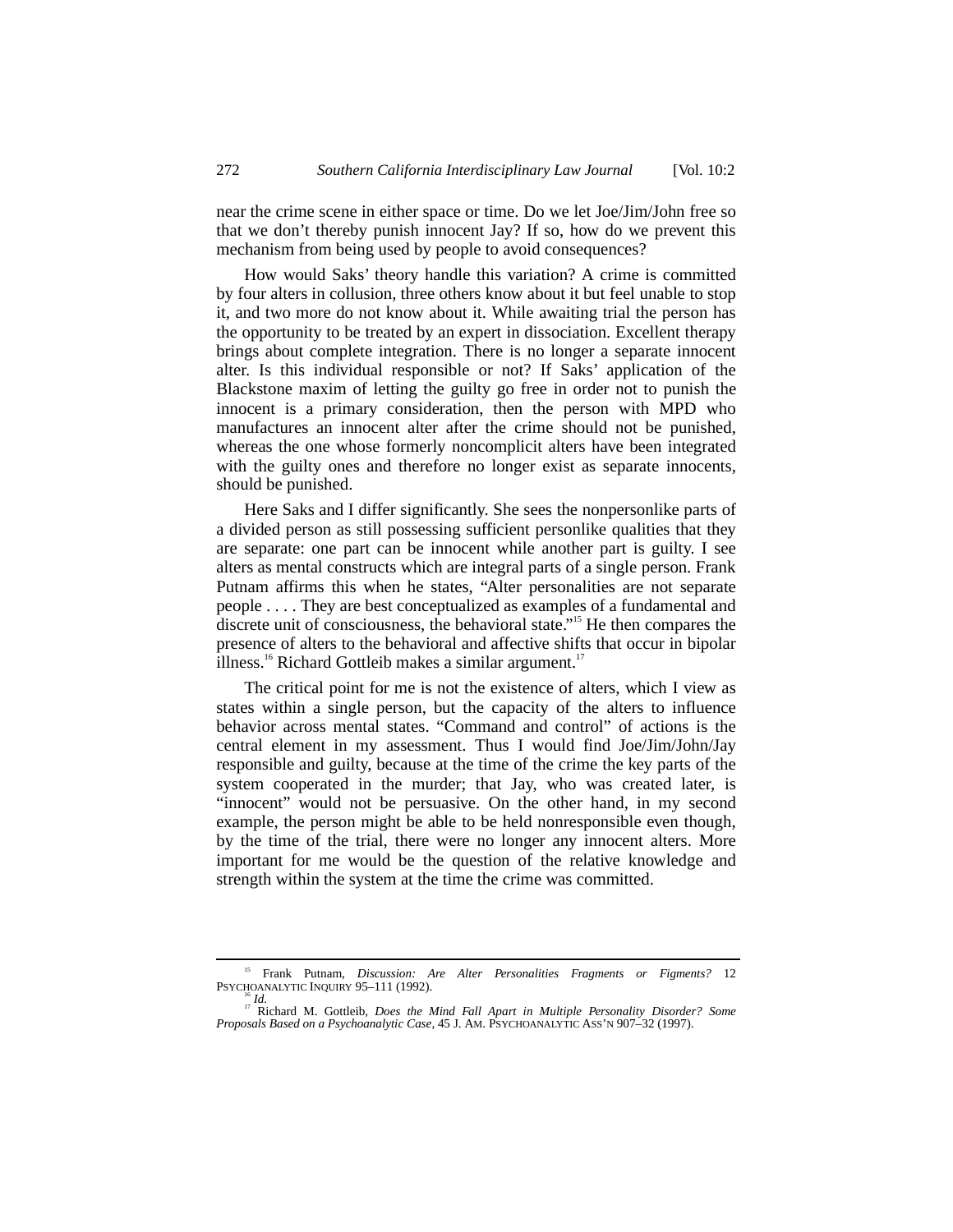near the crime scene in either space or time. Do we let Joe/Jim/John free so that we don't thereby punish innocent Jay? If so, how do we prevent this mechanism from being used by people to avoid consequences?

How would Saks' theory handle this variation? A crime is committed by four alters in collusion, three others know about it but feel unable to stop it, and two more do not know about it. While awaiting trial the person has the opportunity to be treated by an expert in dissociation. Excellent therapy brings about complete integration. There is no longer a separate innocent alter. Is this individual responsible or not? If Saks' application of the Blackstone maxim of letting the guilty go free in order not to punish the innocent is a primary consideration, then the person with MPD who manufactures an innocent alter after the crime should not be punished, whereas the one whose formerly noncomplicit alters have been integrated with the guilty ones and therefore no longer exist as separate innocents, should be punished.

Here Saks and I differ significantly. She sees the nonpersonlike parts of a divided person as still possessing sufficient personlike qualities that they are separate: one part can be innocent while another part is guilty. I see alters as mental constructs which are integral parts of a single person. Frank Putnam affirms this when he states, "Alter personalities are not separate people . . . . They are best conceptualized as examples of a fundamental and discrete unit of consciousness, the behavioral state."[15] He then compares the presence of alters to the behavioral and affective shifts that occur in bipolar illness.[16] Richard Gottleib makes a similar argument.[17]

The critical point for me is not the existence of alters, which I view as states within a single person, but the capacity of the alters to influence behavior across mental states. "Command and control" of actions is the central element in my assessment. Thus I would find Joe/Jim/John/Jay responsible and guilty, because at the time of the crime the key parts of the system cooperated in the murder; that Jay, who was created later, is "innocent" would not be persuasive. On the other hand, in my second example, the person might be able to be held nonresponsible even though, by the time of the trial, there were no longer any innocent alters. More important for me would be the question of the relative knowledge and strength within the system at the time the crime was committed.

---

[15] Frank Putnam, *Discussion: Are Alter Personalities Fragments or Figments?* 12 PSYCHOANALYTIC INQUIRY 95–111 (1992).

[16] *Id.*

[17] Richard M. Gottleib, *Does the Mind Fall Apart in Multiple Personality Disorder? Some Proposals Based on a Psychoanalytic Case*, 45 J. AM. PSYCHOANALYTIC ASS'N 907–32 (1997).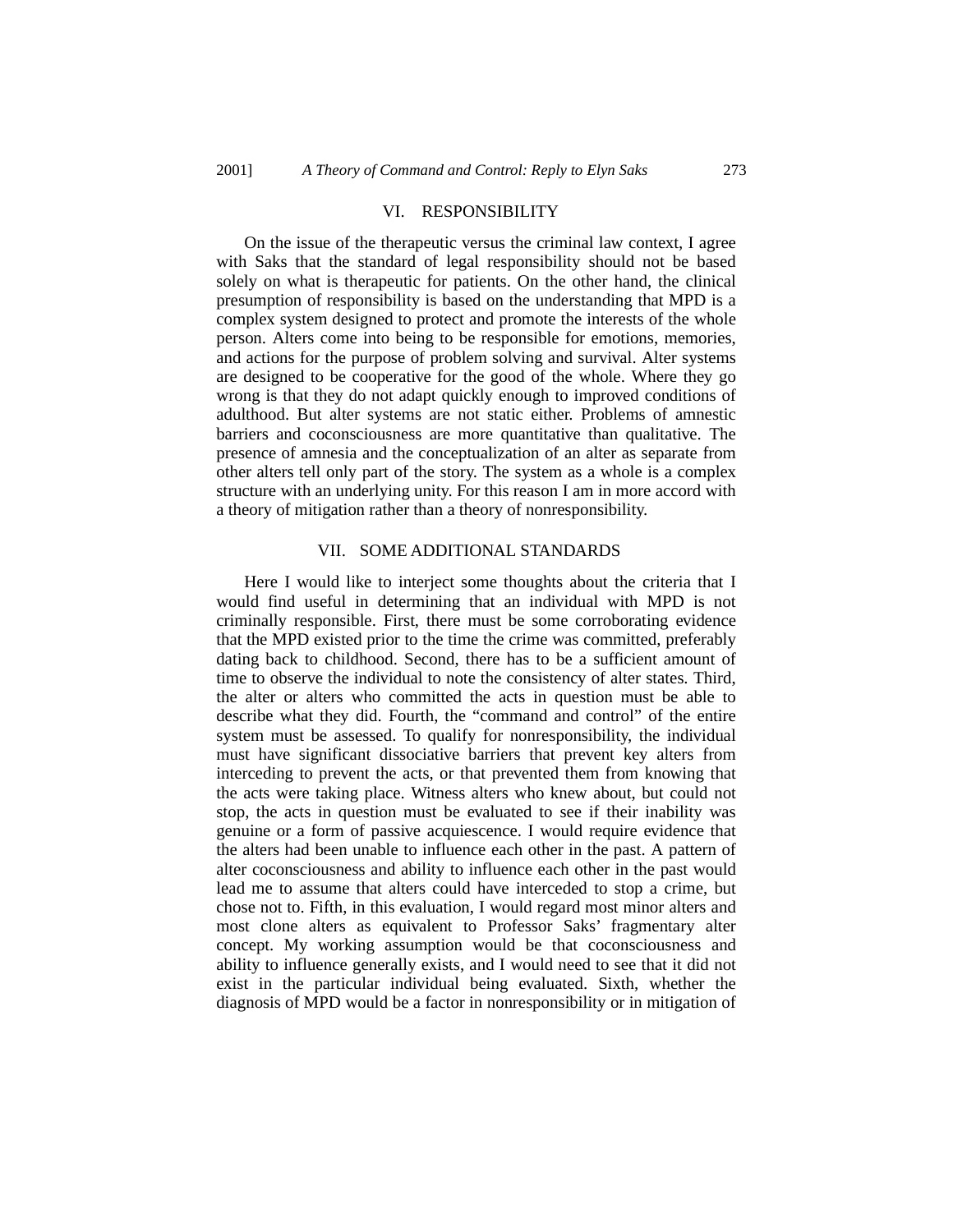## VI. RESPONSIBILITY

On the issue of the therapeutic versus the criminal law context, I agree with Saks that the standard of legal responsibility should not be based solely on what is therapeutic for patients. On the other hand, the clinical presumption of responsibility is based on the understanding that MPD is a complex system designed to protect and promote the interests of the whole person. Alters come into being to be responsible for emotions, memories, and actions for the purpose of problem solving and survival. Alter systems are designed to be cooperative for the good of the whole. Where they go wrong is that they do not adapt quickly enough to improved conditions of adulthood. But alter systems are not static either. Problems of amnestic barriers and coconsciousness are more quantitative than qualitative. The presence of amnesia and the conceptualization of an alter as separate from other alters tell only part of the story. The system as a whole is a complex structure with an underlying unity. For this reason I am in more accord with a theory of mitigation rather than a theory of nonresponsibility.

## VII. SOME ADDITIONAL STANDARDS

Here I would like to interject some thoughts about the criteria that I would find useful in determining that an individual with MPD is not criminally responsible. First, there must be some corroborating evidence that the MPD existed prior to the time the crime was committed, preferably dating back to childhood. Second, there has to be a sufficient amount of time to observe the individual to note the consistency of alter states. Third, the alter or alters who committed the acts in question must be able to describe what they did. Fourth, the "command and control" of the entire system must be assessed. To qualify for nonresponsibility, the individual must have significant dissociative barriers that prevent key alters from interceding to prevent the acts, or that prevented them from knowing that the acts were taking place. Witness alters who knew about, but could not stop, the acts in question must be evaluated to see if their inability was genuine or a form of passive acquiescence. I would require evidence that the alters had been unable to influence each other in the past. A pattern of alter coconsciousness and ability to influence each other in the past would lead me to assume that alters could have interceded to stop a crime, but chose not to. Fifth, in this evaluation, I would regard most minor alters and most clone alters as equivalent to Professor Saks' fragmentary alter concept. My working assumption would be that coconsciousness and ability to influence generally exists, and I would need to see that it did not exist in the particular individual being evaluated. Sixth, whether the diagnosis of MPD would be a factor in nonresponsibility or in mitigation of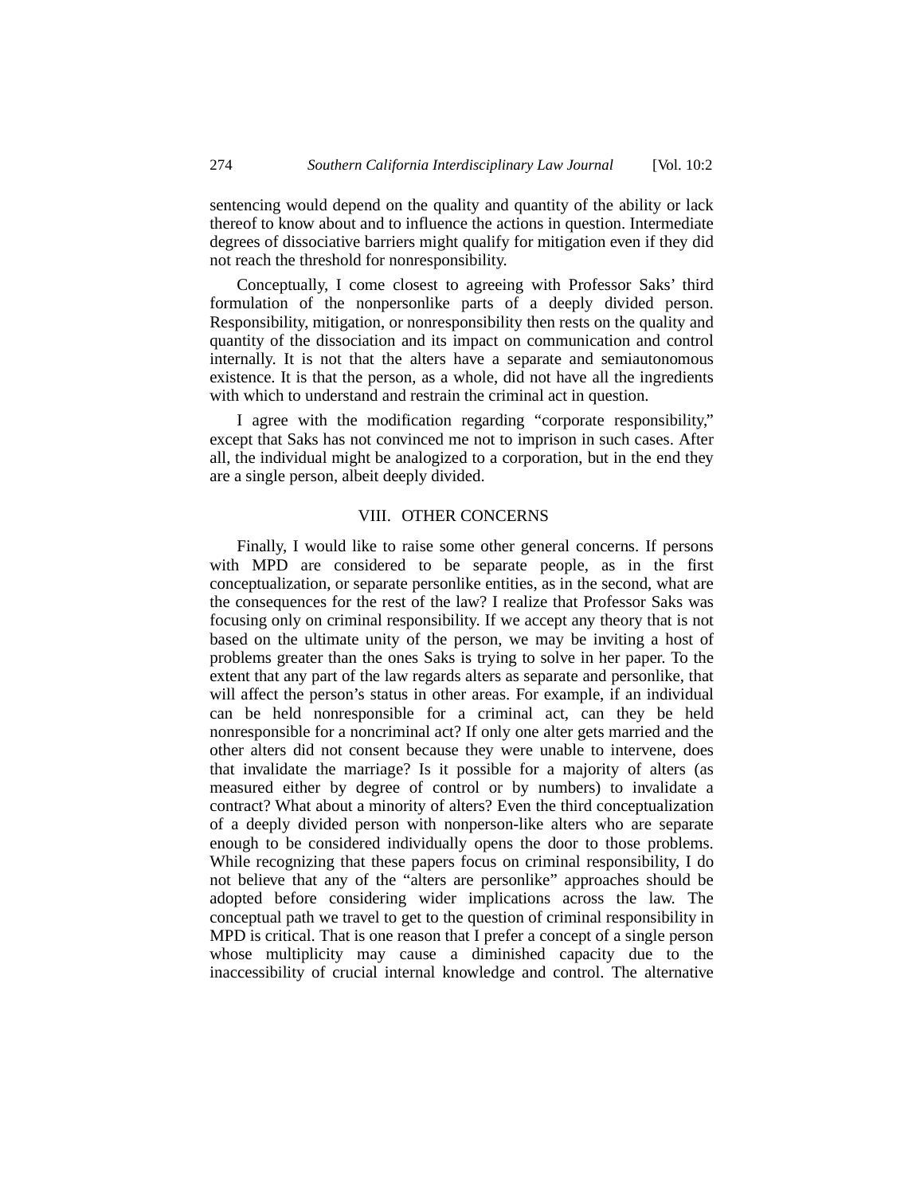sentencing would depend on the quality and quantity of the ability or lack thereof to know about and to influence the actions in question. Intermediate degrees of dissociative barriers might qualify for mitigation even if they did not reach the threshold for nonresponsibility.

Conceptually, I come closest to agreeing with Professor Saks' third formulation of the nonpersonlike parts of a deeply divided person. Responsibility, mitigation, or nonresponsibility then rests on the quality and quantity of the dissociation and its impact on communication and control internally. It is not that the alters have a separate and semiautonomous existence. It is that the person, as a whole, did not have all the ingredients with which to understand and restrain the criminal act in question.

I agree with the modification regarding "corporate responsibility," except that Saks has not convinced me not to imprison in such cases. After all, the individual might be analogized to a corporation, but in the end they are a single person, albeit deeply divided.

## VIII. OTHER CONCERNS

Finally, I would like to raise some other general concerns. If persons with MPD are considered to be separate people, as in the first conceptualization, or separate personlike entities, as in the second, what are the consequences for the rest of the law? I realize that Professor Saks was focusing only on criminal responsibility. If we accept any theory that is not based on the ultimate unity of the person, we may be inviting a host of problems greater than the ones Saks is trying to solve in her paper. To the extent that any part of the law regards alters as separate and personlike, that will affect the person's status in other areas. For example, if an individual can be held nonresponsible for a criminal act, can they be held nonresponsible for a noncriminal act? If only one alter gets married and the other alters did not consent because they were unable to intervene, does that invalidate the marriage? Is it possible for a majority of alters (as measured either by degree of control or by numbers) to invalidate a contract? What about a minority of alters? Even the third conceptualization of a deeply divided person with nonperson-like alters who are separate enough to be considered individually opens the door to those problems. While recognizing that these papers focus on criminal responsibility, I do not believe that any of the "alters are personlike" approaches should be adopted before considering wider implications across the law. The conceptual path we travel to get to the question of criminal responsibility in MPD is critical. That is one reason that I prefer a concept of a single person whose multiplicity may cause a diminished capacity due to the inaccessibility of crucial internal knowledge and control. The alternative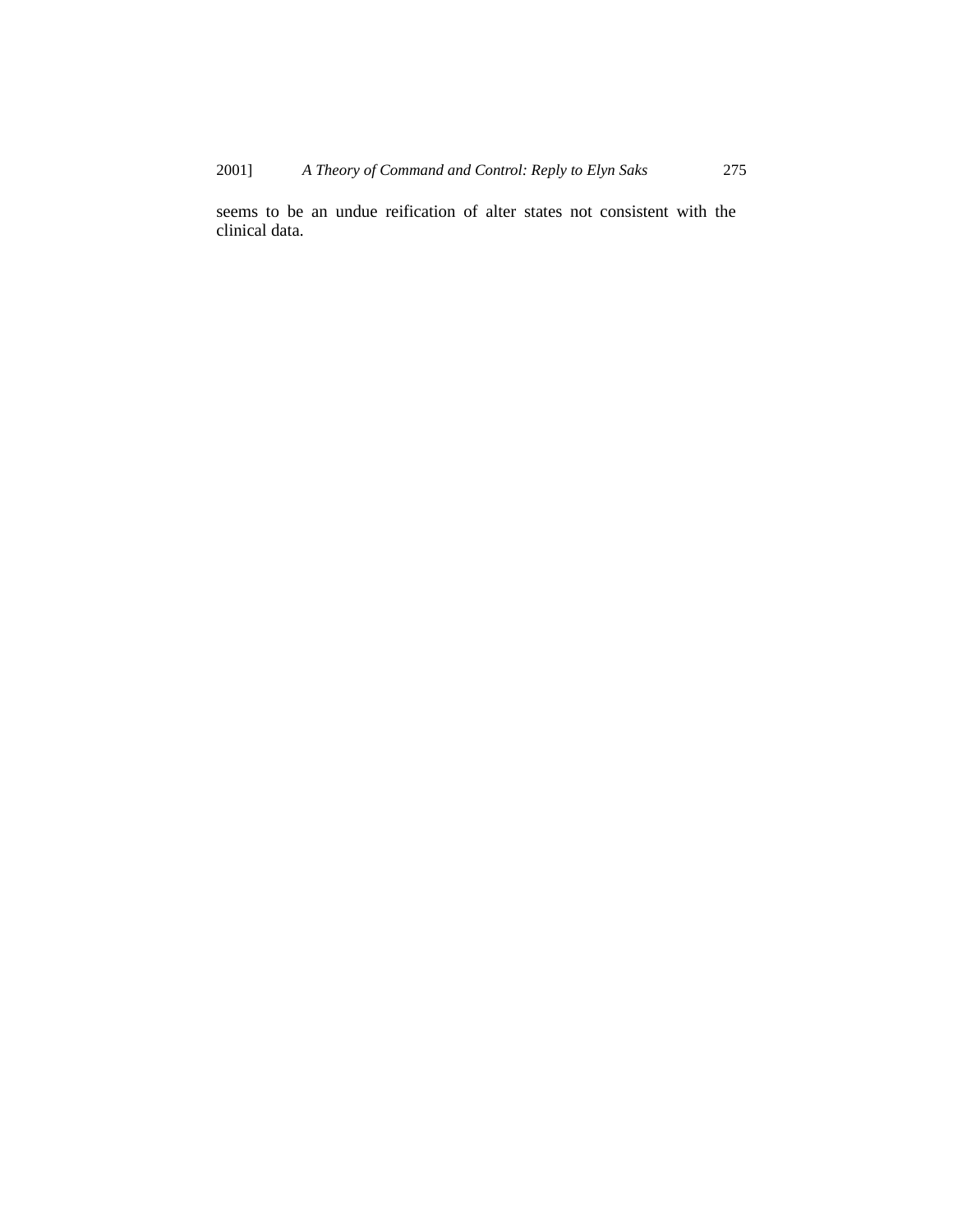seems to be an undue reification of alter states not consistent with the clinical data.